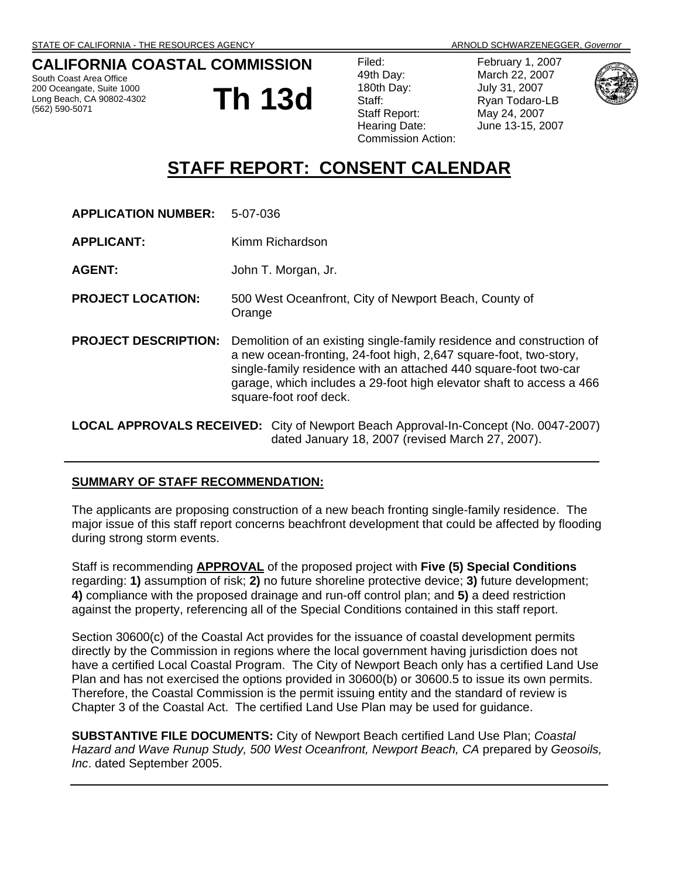STATE OF CALIFORNIA - THE RESOURCES AGENCY ARNOLD SCHWARZENEGGER, *Governor*

**CALIFORNIA COASTAL COMMISSION**
South Coast Area Office
200 Oceangate, Suite 1000
Long Beach, CA 90802-4302
(562) 590-5071

# Th 13d

| | |
|---|---|
| Filed: | February 1, 2007 |
| 49th Day: | March 22, 2007 |
| 180th Day: | July 31, 2007 |
| Staff: | Ryan Todaro-LB |
| Staff Report: | May 24, 2007 |
| Hearing Date: | June 13-15, 2007 |
| Commission Action: | |

# STAFF REPORT: CONSENT CALENDAR

**APPLICATION NUMBER:** 5-07-036

**APPLICANT:** Kimm Richardson

**AGENT:** John T. Morgan, Jr.

**PROJECT LOCATION:** 500 West Oceanfront, City of Newport Beach, County of Orange

**PROJECT DESCRIPTION:** Demolition of an existing single-family residence and construction of a new ocean-fronting, 24-foot high, 2,647 square-foot, two-story, single-family residence with an attached 440 square-foot two-car garage, which includes a 29-foot high elevator shaft to access a 466 square-foot roof deck.

**LOCAL APPROVALS RECEIVED:** City of Newport Beach Approval-In-Concept (No. 0047-2007) dated January 18, 2007 (revised March 27, 2007).

---

## SUMMARY OF STAFF RECOMMENDATION:

The applicants are proposing construction of a new beach fronting single-family residence. The major issue of this staff report concerns beachfront development that could be affected by flooding during strong storm events.

Staff is recommending **APPROVAL** of the proposed project with **Five (5) Special Conditions** regarding: **1)** assumption of risk; **2)** no future shoreline protective device; **3)** future development; **4)** compliance with the proposed drainage and run-off control plan; and **5)** a deed restriction against the property, referencing all of the Special Conditions contained in this staff report.

Section 30600(c) of the Coastal Act provides for the issuance of coastal development permits directly by the Commission in regions where the local government having jurisdiction does not have a certified Local Coastal Program. The City of Newport Beach only has a certified Land Use Plan and has not exercised the options provided in 30600(b) or 30600.5 to issue its own permits. Therefore, the Coastal Commission is the permit issuing entity and the standard of review is Chapter 3 of the Coastal Act. The certified Land Use Plan may be used for guidance.

**SUBSTANTIVE FILE DOCUMENTS:** City of Newport Beach certified Land Use Plan; *Coastal Hazard and Wave Runup Study, 500 West Oceanfront, Newport Beach, CA* prepared by *Geosoils, Inc*. dated September 2005.

---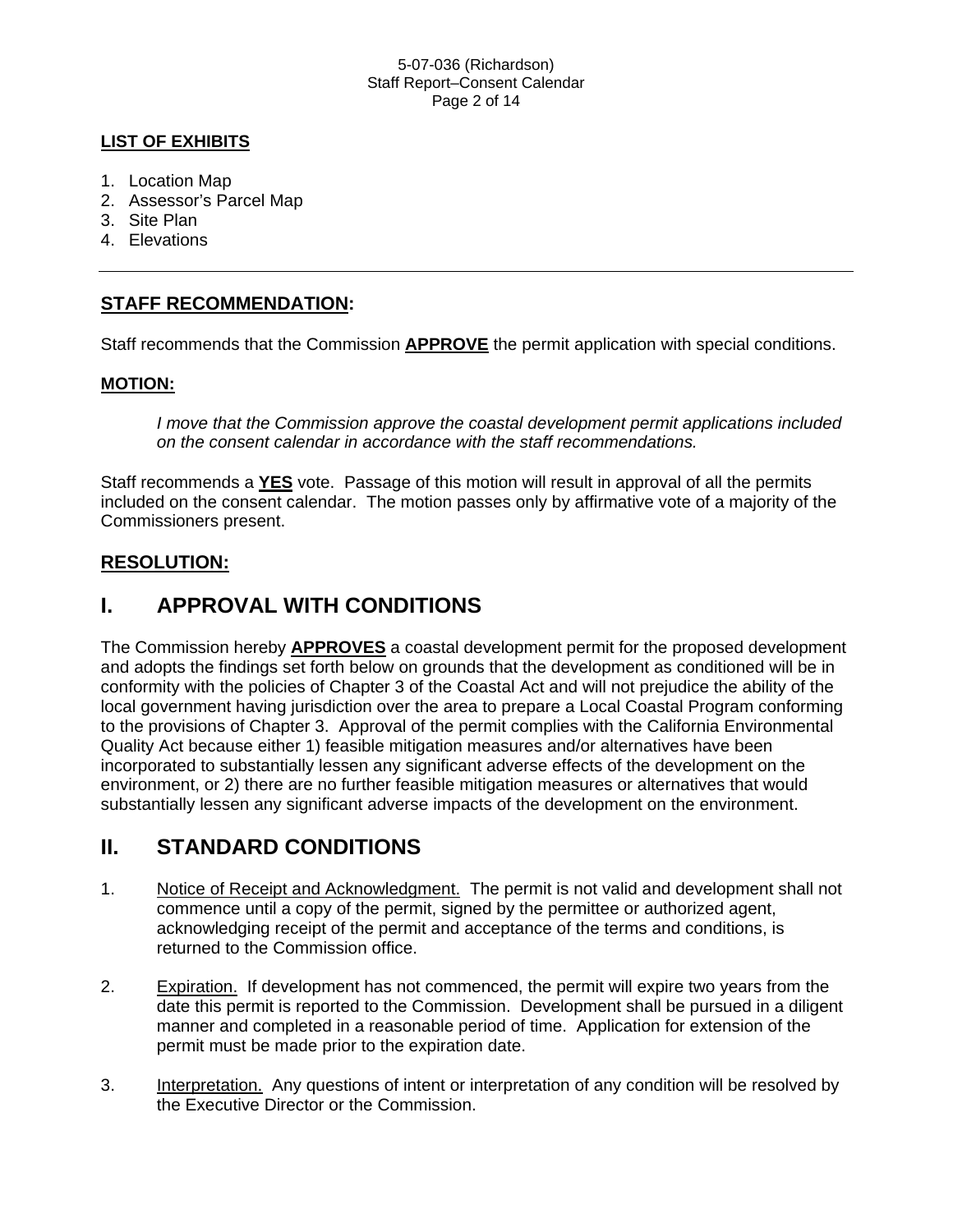**LIST OF EXHIBITS**

1. Location Map
2. Assessor's Parcel Map
3. Site Plan
4. Elevations

---

## STAFF RECOMMENDATION:

Staff recommends that the Commission **APPROVE** the permit application with special conditions.

**MOTION:**

> *I move that the Commission approve the coastal development permit applications included on the consent calendar in accordance with the staff recommendations.*

Staff recommends a **YES** vote. Passage of this motion will result in approval of all the permits included on the consent calendar. The motion passes only by affirmative vote of a majority of the Commissioners present.

## RESOLUTION:

# I. APPROVAL WITH CONDITIONS

The Commission hereby **APPROVES** a coastal development permit for the proposed development and adopts the findings set forth below on grounds that the development as conditioned will be in conformity with the policies of Chapter 3 of the Coastal Act and will not prejudice the ability of the local government having jurisdiction over the area to prepare a Local Coastal Program conforming to the provisions of Chapter 3. Approval of the permit complies with the California Environmental Quality Act because either 1) feasible mitigation measures and/or alternatives have been incorporated to substantially lessen any significant adverse effects of the development on the environment, or 2) there are no further feasible mitigation measures or alternatives that would substantially lessen any significant adverse impacts of the development on the environment.

# II. STANDARD CONDITIONS

1. Notice of Receipt and Acknowledgment. The permit is not valid and development shall not commence until a copy of the permit, signed by the permittee or authorized agent, acknowledging receipt of the permit and acceptance of the terms and conditions, is returned to the Commission office.

2. Expiration. If development has not commenced, the permit will expire two years from the date this permit is reported to the Commission. Development shall be pursued in a diligent manner and completed in a reasonable period of time. Application for extension of the permit must be made prior to the expiration date.

3. Interpretation. Any questions of intent or interpretation of any condition will be resolved by the Executive Director or the Commission.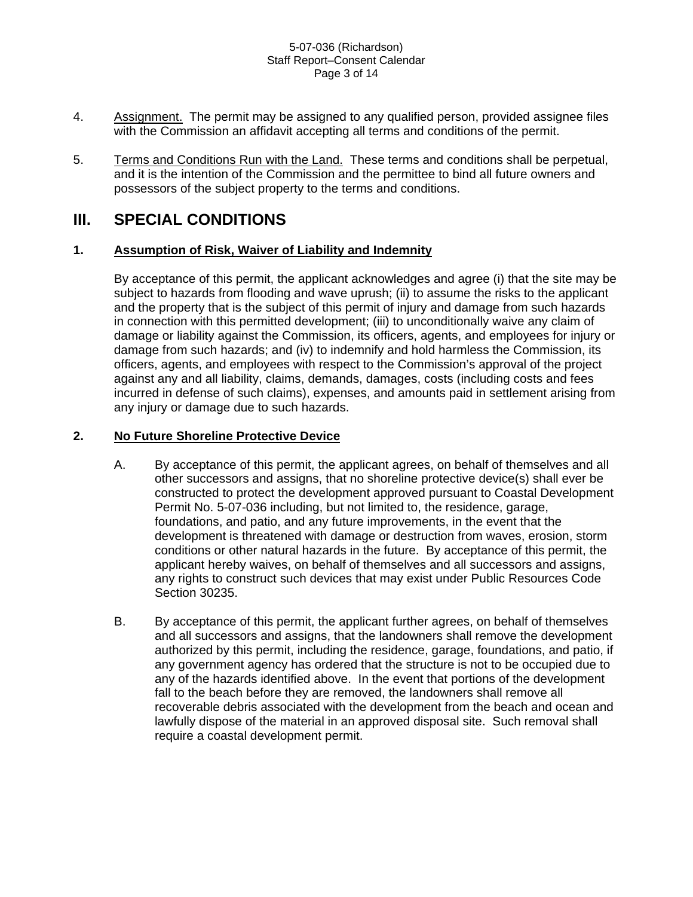4. Assignment. The permit may be assigned to any qualified person, provided assignee files with the Commission an affidavit accepting all terms and conditions of the permit.

5. Terms and Conditions Run with the Land. These terms and conditions shall be perpetual, and it is the intention of the Commission and the permittee to bind all future owners and possessors of the subject property to the terms and conditions.

## III. SPECIAL CONDITIONS

### 1. Assumption of Risk, Waiver of Liability and Indemnity

By acceptance of this permit, the applicant acknowledges and agree (i) that the site may be subject to hazards from flooding and wave uprush; (ii) to assume the risks to the applicant and the property that is the subject of this permit of injury and damage from such hazards in connection with this permitted development; (iii) to unconditionally waive any claim of damage or liability against the Commission, its officers, agents, and employees for injury or damage from such hazards; and (iv) to indemnify and hold harmless the Commission, its officers, agents, and employees with respect to the Commission's approval of the project against any and all liability, claims, demands, damages, costs (including costs and fees incurred in defense of such claims), expenses, and amounts paid in settlement arising from any injury or damage due to such hazards.

### 2. No Future Shoreline Protective Device

A. By acceptance of this permit, the applicant agrees, on behalf of themselves and all other successors and assigns, that no shoreline protective device(s) shall ever be constructed to protect the development approved pursuant to Coastal Development Permit No. 5-07-036 including, but not limited to, the residence, garage, foundations, and patio, and any future improvements, in the event that the development is threatened with damage or destruction from waves, erosion, storm conditions or other natural hazards in the future. By acceptance of this permit, the applicant hereby waives, on behalf of themselves and all successors and assigns, any rights to construct such devices that may exist under Public Resources Code Section 30235.

B. By acceptance of this permit, the applicant further agrees, on behalf of themselves and all successors and assigns, that the landowners shall remove the development authorized by this permit, including the residence, garage, foundations, and patio, if any government agency has ordered that the structure is not to be occupied due to any of the hazards identified above. In the event that portions of the development fall to the beach before they are removed, the landowners shall remove all recoverable debris associated with the development from the beach and ocean and lawfully dispose of the material in an approved disposal site. Such removal shall require a coastal development permit.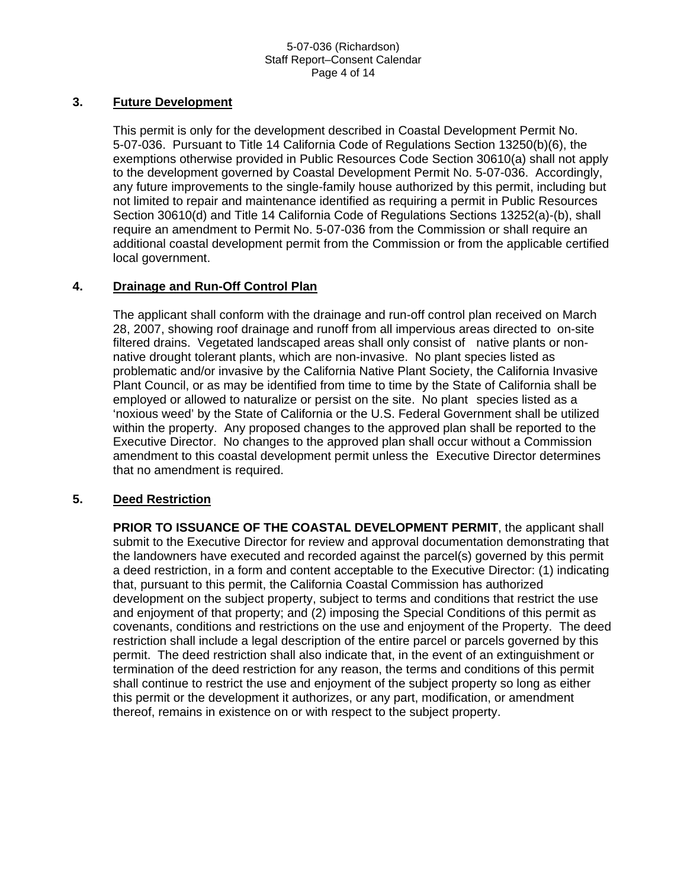### 3. Future Development

This permit is only for the development described in Coastal Development Permit No. 5-07-036. Pursuant to Title 14 California Code of Regulations Section 13250(b)(6), the exemptions otherwise provided in Public Resources Code Section 30610(a) shall not apply to the development governed by Coastal Development Permit No. 5-07-036. Accordingly, any future improvements to the single-family house authorized by this permit, including but not limited to repair and maintenance identified as requiring a permit in Public Resources Section 30610(d) and Title 14 California Code of Regulations Sections 13252(a)-(b), shall require an amendment to Permit No. 5-07-036 from the Commission or shall require an additional coastal development permit from the Commission or from the applicable certified local government.

### 4. Drainage and Run-Off Control Plan

The applicant shall conform with the drainage and run-off control plan received on March 28, 2007, showing roof drainage and runoff from all impervious areas directed to on-site filtered drains. Vegetated landscaped areas shall only consist of native plants or non-native drought tolerant plants, which are non-invasive. No plant species listed as problematic and/or invasive by the California Native Plant Society, the California Invasive Plant Council, or as may be identified from time to time by the State of California shall be employed or allowed to naturalize or persist on the site. No plant species listed as a 'noxious weed' by the State of California or the U.S. Federal Government shall be utilized within the property. Any proposed changes to the approved plan shall be reported to the Executive Director. No changes to the approved plan shall occur without a Commission amendment to this coastal development permit unless the Executive Director determines that no amendment is required.

### 5. Deed Restriction

**PRIOR TO ISSUANCE OF THE COASTAL DEVELOPMENT PERMIT**, the applicant shall submit to the Executive Director for review and approval documentation demonstrating that the landowners have executed and recorded against the parcel(s) governed by this permit a deed restriction, in a form and content acceptable to the Executive Director: (1) indicating that, pursuant to this permit, the California Coastal Commission has authorized development on the subject property, subject to terms and conditions that restrict the use and enjoyment of that property; and (2) imposing the Special Conditions of this permit as covenants, conditions and restrictions on the use and enjoyment of the Property. The deed restriction shall include a legal description of the entire parcel or parcels governed by this permit. The deed restriction shall also indicate that, in the event of an extinguishment or termination of the deed restriction for any reason, the terms and conditions of this permit shall continue to restrict the use and enjoyment of the subject property so long as either this permit or the development it authorizes, or any part, modification, or amendment thereof, remains in existence on or with respect to the subject property.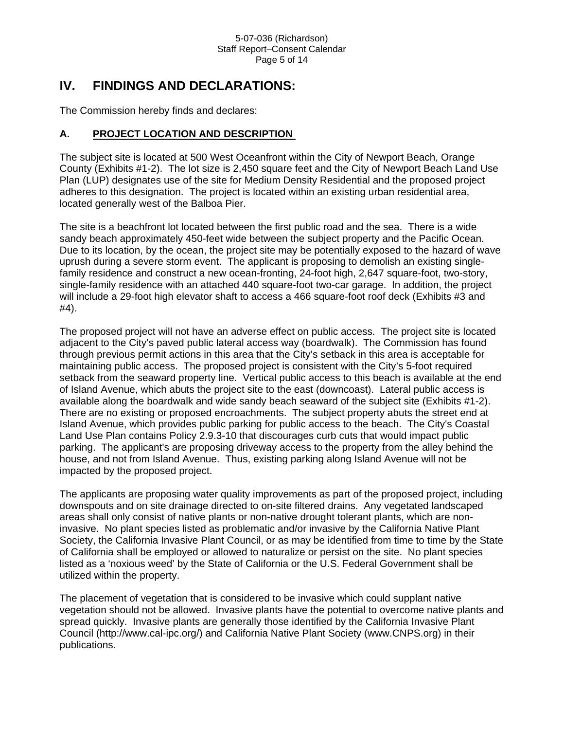# IV. FINDINGS AND DECLARATIONS:

The Commission hereby finds and declares:

## A. PROJECT LOCATION AND DESCRIPTION

The subject site is located at 500 West Oceanfront within the City of Newport Beach, Orange County (Exhibits #1-2). The lot size is 2,450 square feet and the City of Newport Beach Land Use Plan (LUP) designates use of the site for Medium Density Residential and the proposed project adheres to this designation. The project is located within an existing urban residential area, located generally west of the Balboa Pier.

The site is a beachfront lot located between the first public road and the sea. There is a wide sandy beach approximately 450-feet wide between the subject property and the Pacific Ocean. Due to its location, by the ocean, the project site may be potentially exposed to the hazard of wave uprush during a severe storm event. The applicant is proposing to demolish an existing single-family residence and construct a new ocean-fronting, 24-foot high, 2,647 square-foot, two-story, single-family residence with an attached 440 square-foot two-car garage. In addition, the project will include a 29-foot high elevator shaft to access a 466 square-foot roof deck (Exhibits #3 and #4).

The proposed project will not have an adverse effect on public access. The project site is located adjacent to the City's paved public lateral access way (boardwalk). The Commission has found through previous permit actions in this area that the City's setback in this area is acceptable for maintaining public access. The proposed project is consistent with the City's 5-foot required setback from the seaward property line. Vertical public access to this beach is available at the end of Island Avenue, which abuts the project site to the east (downcoast). Lateral public access is available along the boardwalk and wide sandy beach seaward of the subject site (Exhibits #1-2). There are no existing or proposed encroachments. The subject property abuts the street end at Island Avenue, which provides public parking for public access to the beach. The City's Coastal Land Use Plan contains Policy 2.9.3-10 that discourages curb cuts that would impact public parking. The applicant's are proposing driveway access to the property from the alley behind the house, and not from Island Avenue. Thus, existing parking along Island Avenue will not be impacted by the proposed project.

The applicants are proposing water quality improvements as part of the proposed project, including downspouts and on site drainage directed to on-site filtered drains. Any vegetated landscaped areas shall only consist of native plants or non-native drought tolerant plants, which are non-invasive. No plant species listed as problematic and/or invasive by the California Native Plant Society, the California Invasive Plant Council, or as may be identified from time to time by the State of California shall be employed or allowed to naturalize or persist on the site. No plant species listed as a 'noxious weed' by the State of California or the U.S. Federal Government shall be utilized within the property.

The placement of vegetation that is considered to be invasive which could supplant native vegetation should not be allowed. Invasive plants have the potential to overcome native plants and spread quickly. Invasive plants are generally those identified by the California Invasive Plant Council (http://www.cal-ipc.org/) and California Native Plant Society (www.CNPS.org) in their publications.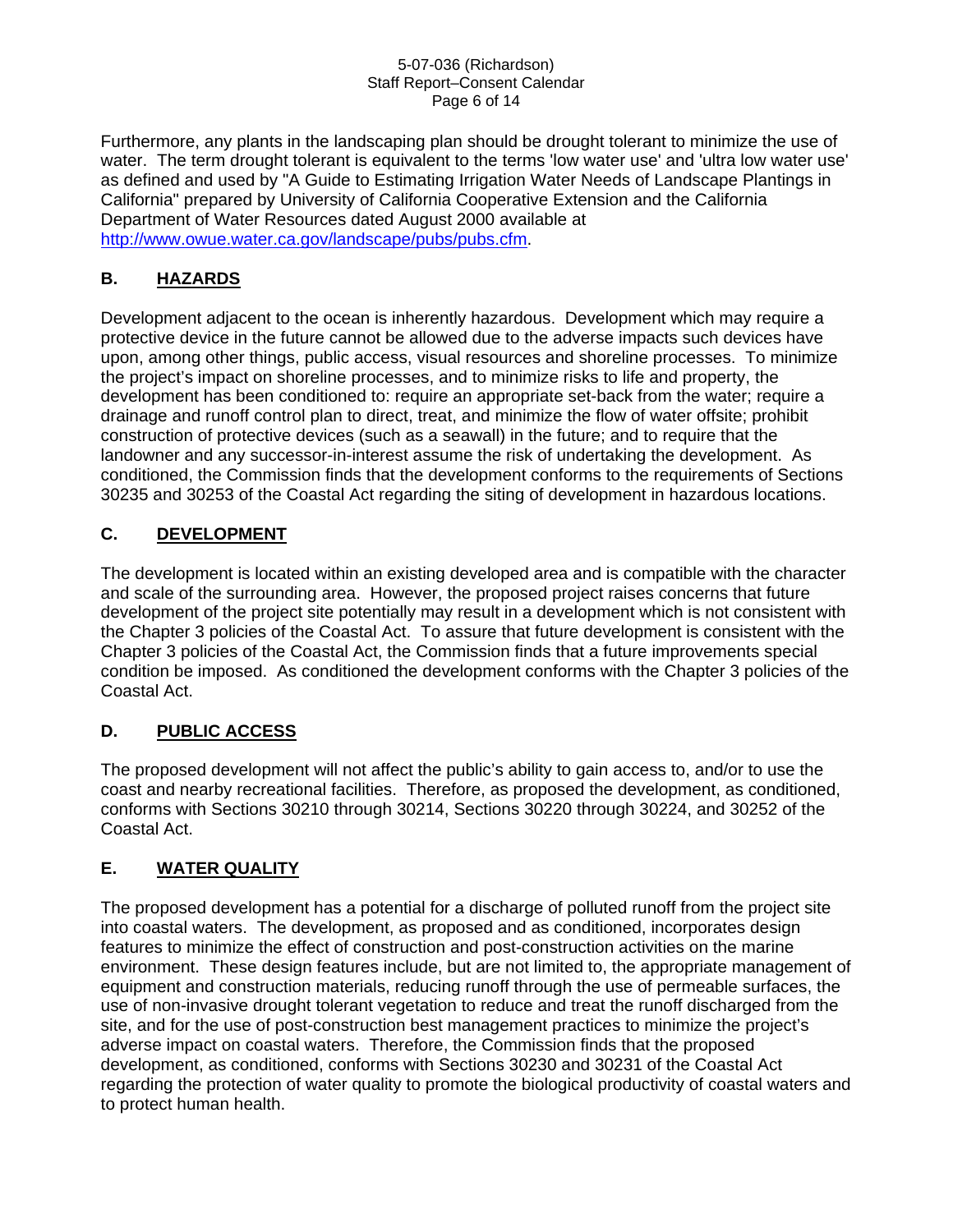Furthermore, any plants in the landscaping plan should be drought tolerant to minimize the use of water. The term drought tolerant is equivalent to the terms 'low water use' and 'ultra low water use' as defined and used by "A Guide to Estimating Irrigation Water Needs of Landscape Plantings in California" prepared by University of California Cooperative Extension and the California Department of Water Resources dated August 2000 available at http://www.owue.water.ca.gov/landscape/pubs/pubs.cfm.

## B. HAZARDS

Development adjacent to the ocean is inherently hazardous. Development which may require a protective device in the future cannot be allowed due to the adverse impacts such devices have upon, among other things, public access, visual resources and shoreline processes. To minimize the project's impact on shoreline processes, and to minimize risks to life and property, the development has been conditioned to: require an appropriate set-back from the water; require a drainage and runoff control plan to direct, treat, and minimize the flow of water offsite; prohibit construction of protective devices (such as a seawall) in the future; and to require that the landowner and any successor-in-interest assume the risk of undertaking the development. As conditioned, the Commission finds that the development conforms to the requirements of Sections 30235 and 30253 of the Coastal Act regarding the siting of development in hazardous locations.

## C. DEVELOPMENT

The development is located within an existing developed area and is compatible with the character and scale of the surrounding area. However, the proposed project raises concerns that future development of the project site potentially may result in a development which is not consistent with the Chapter 3 policies of the Coastal Act. To assure that future development is consistent with the Chapter 3 policies of the Coastal Act, the Commission finds that a future improvements special condition be imposed. As conditioned the development conforms with the Chapter 3 policies of the Coastal Act.

## D. PUBLIC ACCESS

The proposed development will not affect the public's ability to gain access to, and/or to use the coast and nearby recreational facilities. Therefore, as proposed the development, as conditioned, conforms with Sections 30210 through 30214, Sections 30220 through 30224, and 30252 of the Coastal Act.

## E. WATER QUALITY

The proposed development has a potential for a discharge of polluted runoff from the project site into coastal waters. The development, as proposed and as conditioned, incorporates design features to minimize the effect of construction and post-construction activities on the marine environment. These design features include, but are not limited to, the appropriate management of equipment and construction materials, reducing runoff through the use of permeable surfaces, the use of non-invasive drought tolerant vegetation to reduce and treat the runoff discharged from the site, and for the use of post-construction best management practices to minimize the project's adverse impact on coastal waters. Therefore, the Commission finds that the proposed development, as conditioned, conforms with Sections 30230 and 30231 of the Coastal Act regarding the protection of water quality to promote the biological productivity of coastal waters and to protect human health.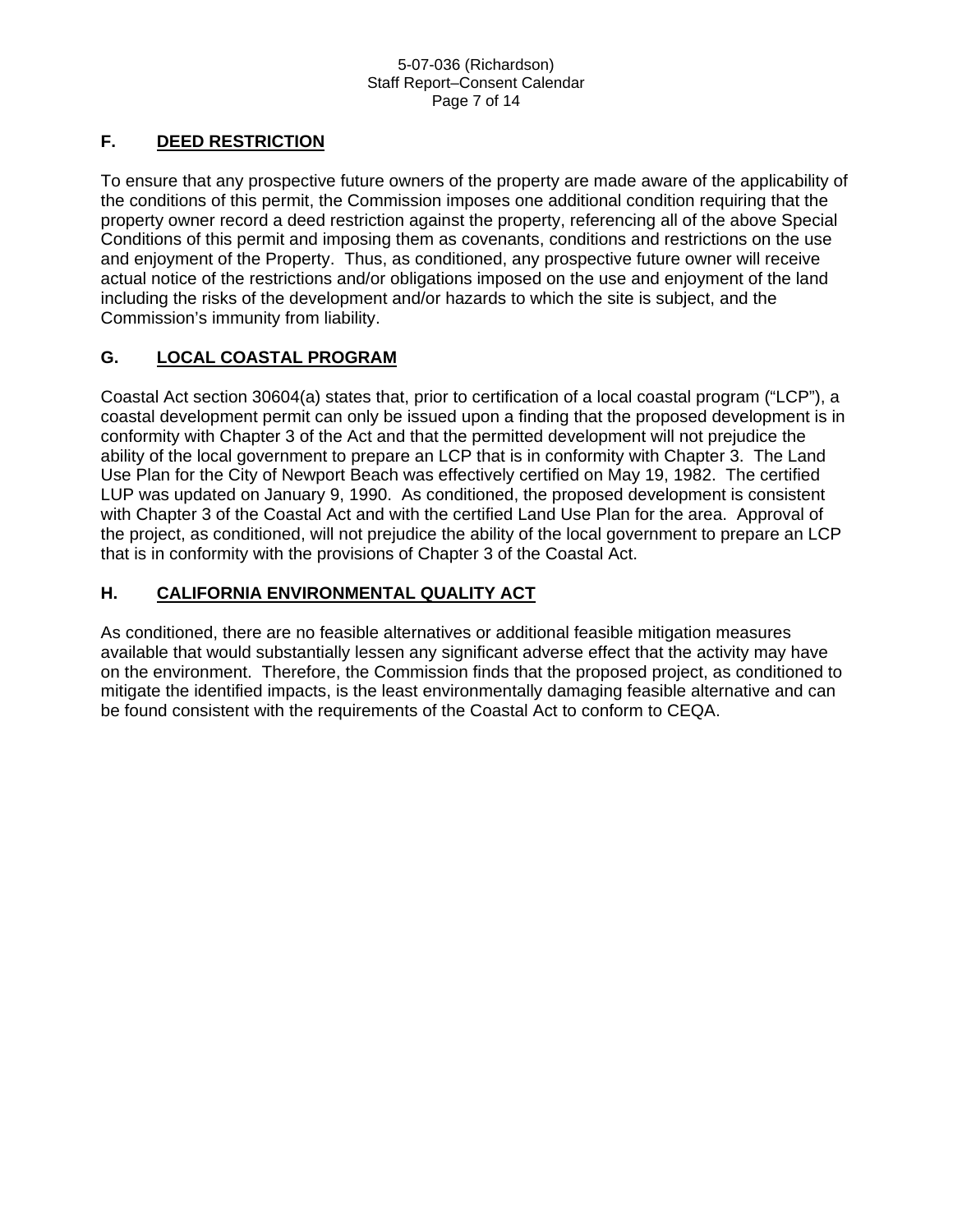## F. DEED RESTRICTION

To ensure that any prospective future owners of the property are made aware of the applicability of the conditions of this permit, the Commission imposes one additional condition requiring that the property owner record a deed restriction against the property, referencing all of the above Special Conditions of this permit and imposing them as covenants, conditions and restrictions on the use and enjoyment of the Property. Thus, as conditioned, any prospective future owner will receive actual notice of the restrictions and/or obligations imposed on the use and enjoyment of the land including the risks of the development and/or hazards to which the site is subject, and the Commission's immunity from liability.

## G. LOCAL COASTAL PROGRAM

Coastal Act section 30604(a) states that, prior to certification of a local coastal program ("LCP"), a coastal development permit can only be issued upon a finding that the proposed development is in conformity with Chapter 3 of the Act and that the permitted development will not prejudice the ability of the local government to prepare an LCP that is in conformity with Chapter 3. The Land Use Plan for the City of Newport Beach was effectively certified on May 19, 1982. The certified LUP was updated on January 9, 1990. As conditioned, the proposed development is consistent with Chapter 3 of the Coastal Act and with the certified Land Use Plan for the area. Approval of the project, as conditioned, will not prejudice the ability of the local government to prepare an LCP that is in conformity with the provisions of Chapter 3 of the Coastal Act.

## H. CALIFORNIA ENVIRONMENTAL QUALITY ACT

As conditioned, there are no feasible alternatives or additional feasible mitigation measures available that would substantially lessen any significant adverse effect that the activity may have on the environment. Therefore, the Commission finds that the proposed project, as conditioned to mitigate the identified impacts, is the least environmentally damaging feasible alternative and can be found consistent with the requirements of the Coastal Act to conform to CEQA.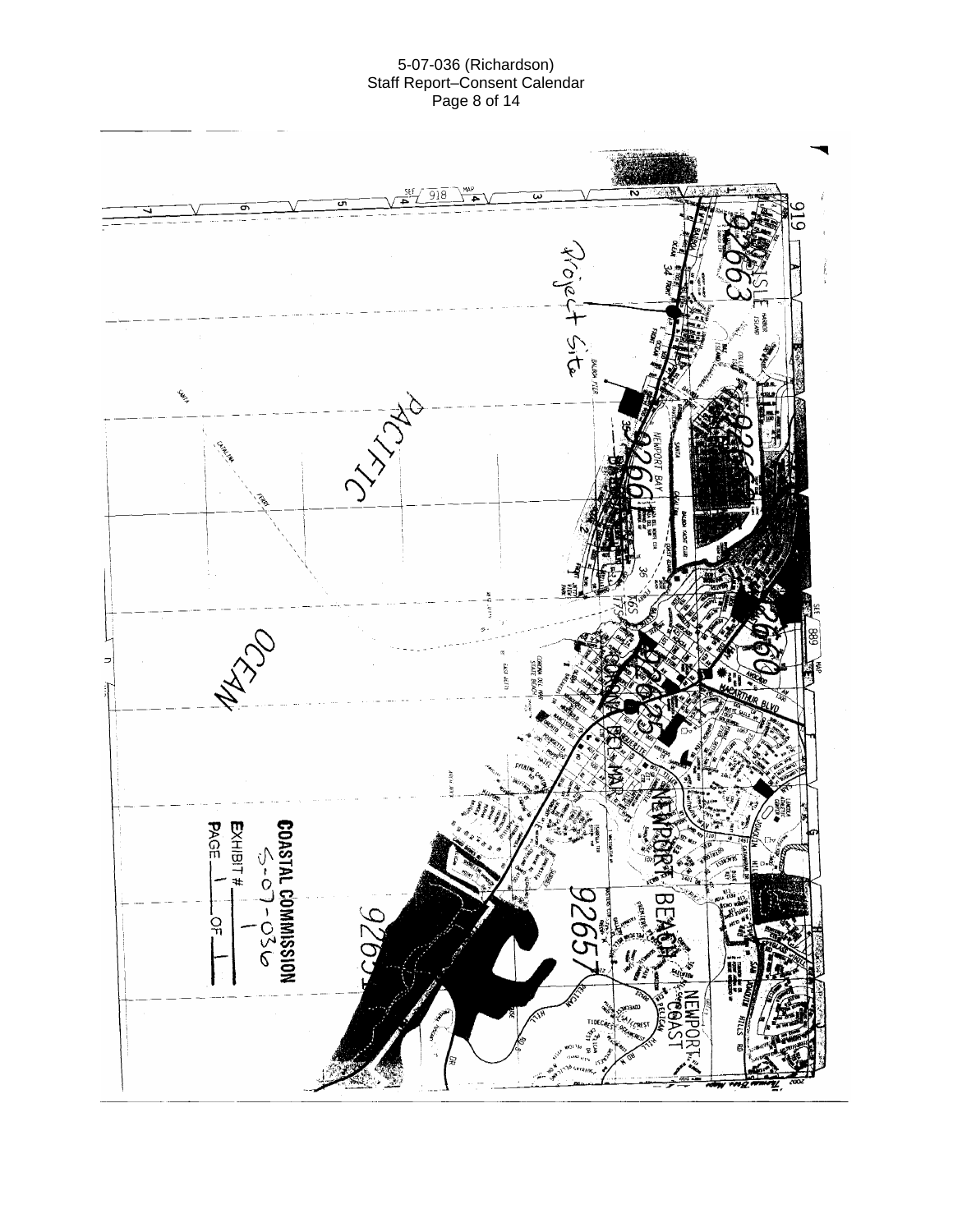Project Site

PACIFIC

OCEAN

NEWPORT BEACH

**COASTAL COMMISSION**

5-07-036

EXHIBIT # 1

PAGE 1 OF 1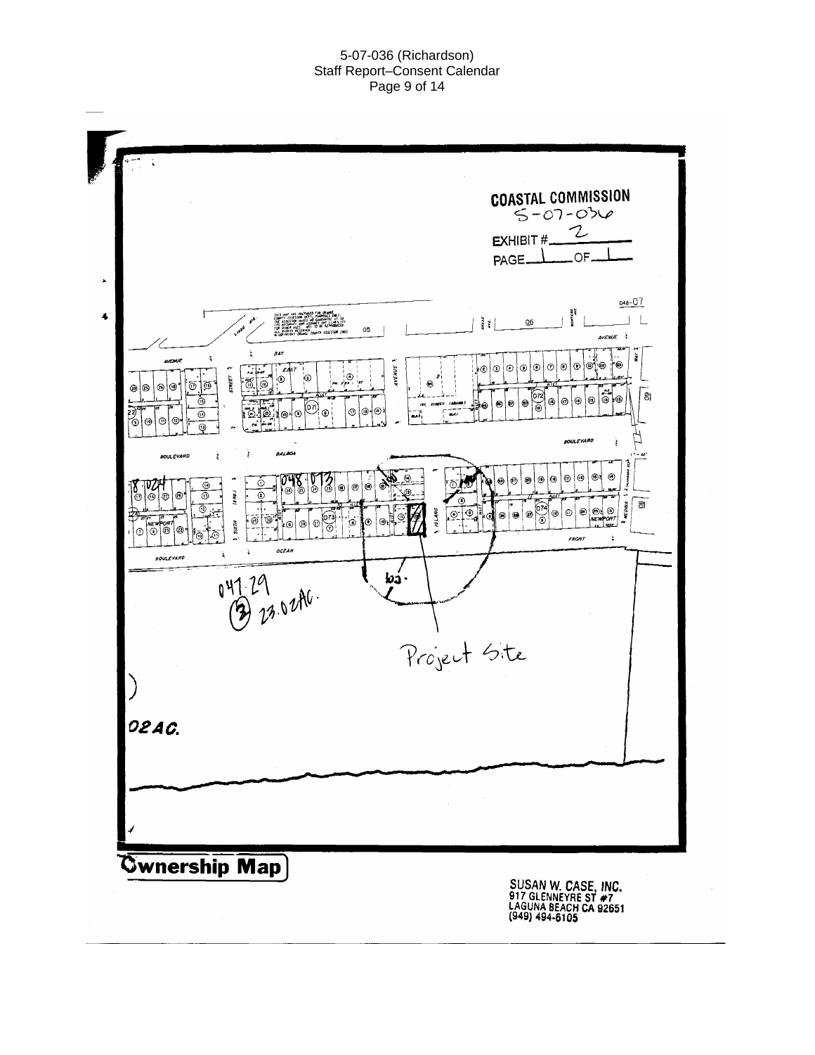COASTAL COMMISSION
5-07-036

EXHIBIT # 2

PAGE 1 OF 1

048-07

AVENUE

BAY

EAST

BOULEVARD

BALBOA

048-013

NEWPORT

OCEAN

FRONT

ISLAND

BOULEVARD

047-29

(3) 23.02AC.

Project Site

02AC.

# Ownership Map

SUSAN W. CASE, INC.
917 GLENNEYRE ST #7
LAGUNA BEACH CA 92651
(949) 494-6105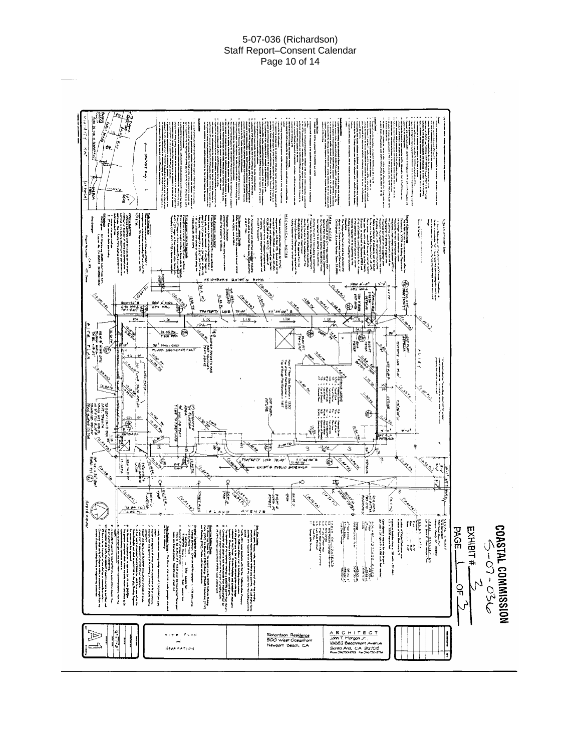**COASTAL COMMISSION**

5-07-036

EXHIBIT # 3

PAGE 1 OF 3

ARCHITECT
John T. Morgan Jr.
18682 Beachmont Avenue
Santa Ana, CA 92705

Richardson Residence
500 West Oceanfront
Newport Beach, CA

SITE PLAN
&
INFORMATION

A1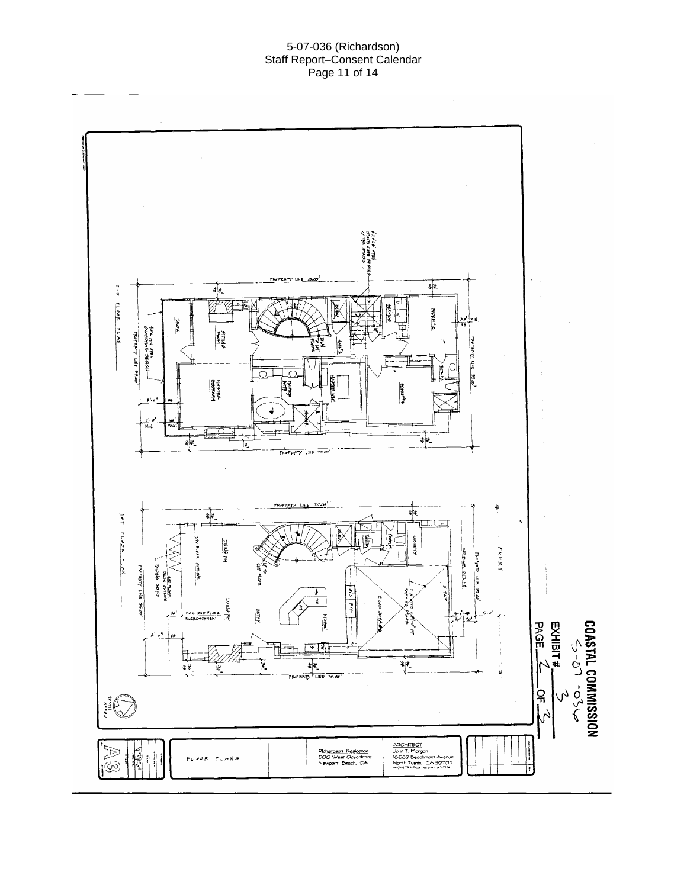**COASTAL COMMISSION**
5-07-036

EXHIBIT # 3

PAGE 2 OF 3

2ND FLOOR PLAN

1ST FLOOR PLAN

FLOOR PLAN

Richardson Residence
500 West Oceanfront
Newport Beach, CA

ARCHITECT
John T. Morgan
18682 Beachmont Avenue
North Tustin, CA 92705

A3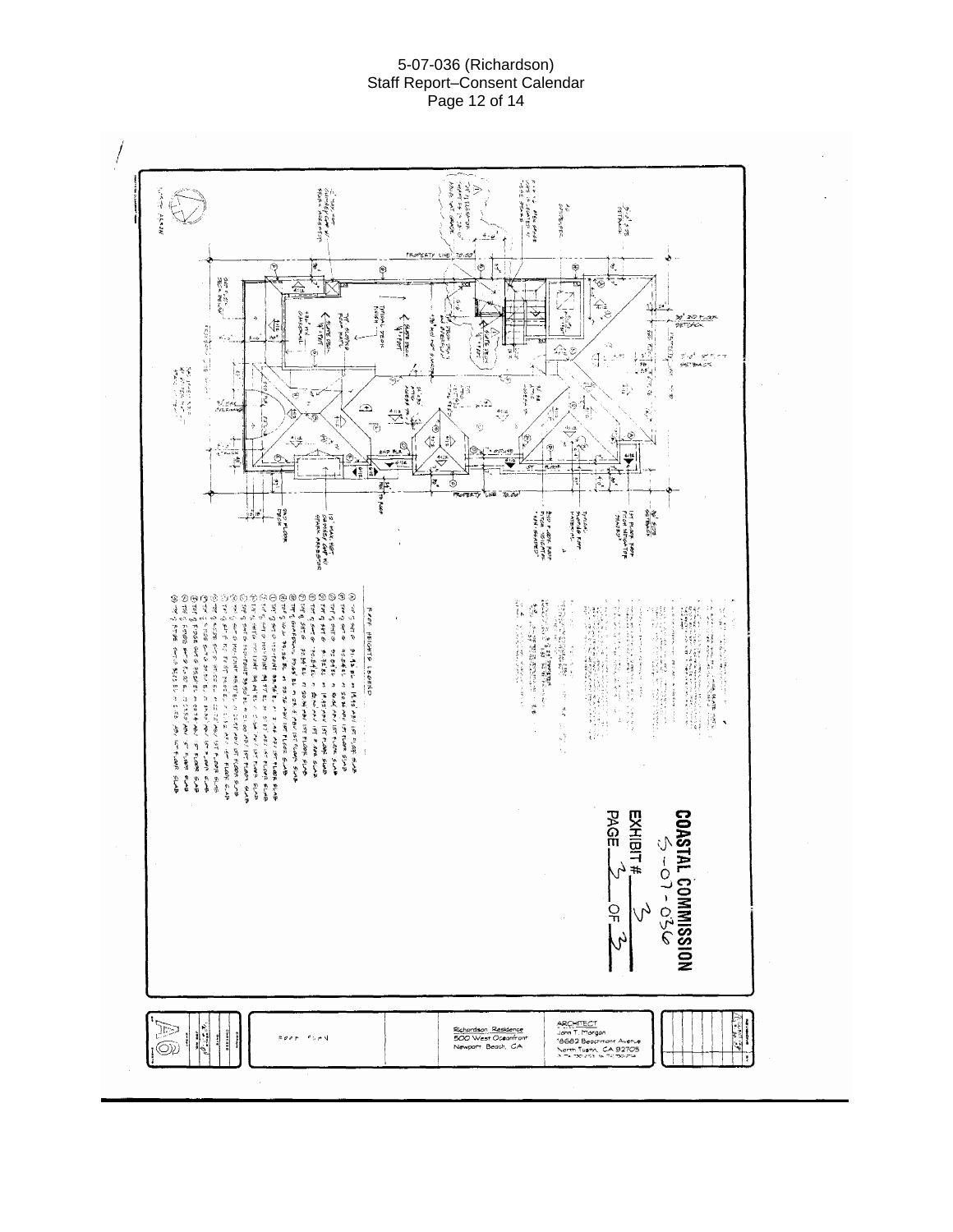COASTAL COMMISSION
5-07-036
EXHIBIT # 3
PAGE 3 OF 3

ARCHITECT
John T. Morgan
18682 Beachmont Avenue
North Tustin, CA 92705

Richardson Residence
500 West Oceanfront
Newport Beach, CA

ROOF PLAN

A6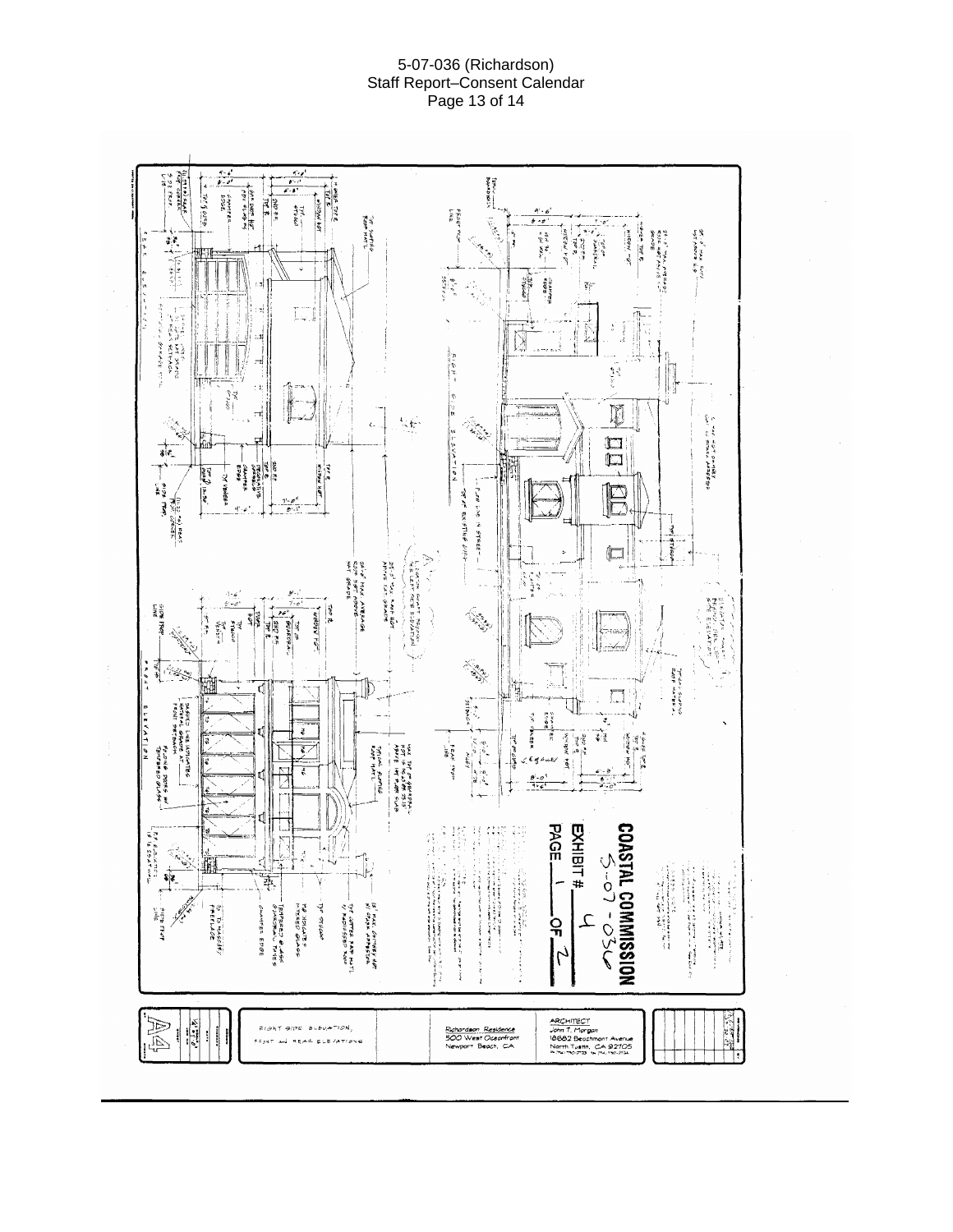COASTAL COMMISSION

5-07-036

EXHIBIT # 4

PAGE 1 OF 2

RIGHT SIDE ELEVATION, FRONT AND REAR ELEVATIONS

Richardson Residence
500 West Oceanfront
Newport Beach, CA

ARCHITECT
John T. Morgan
18882 Beachmont Avenue
North Tustin, CA 92705

A4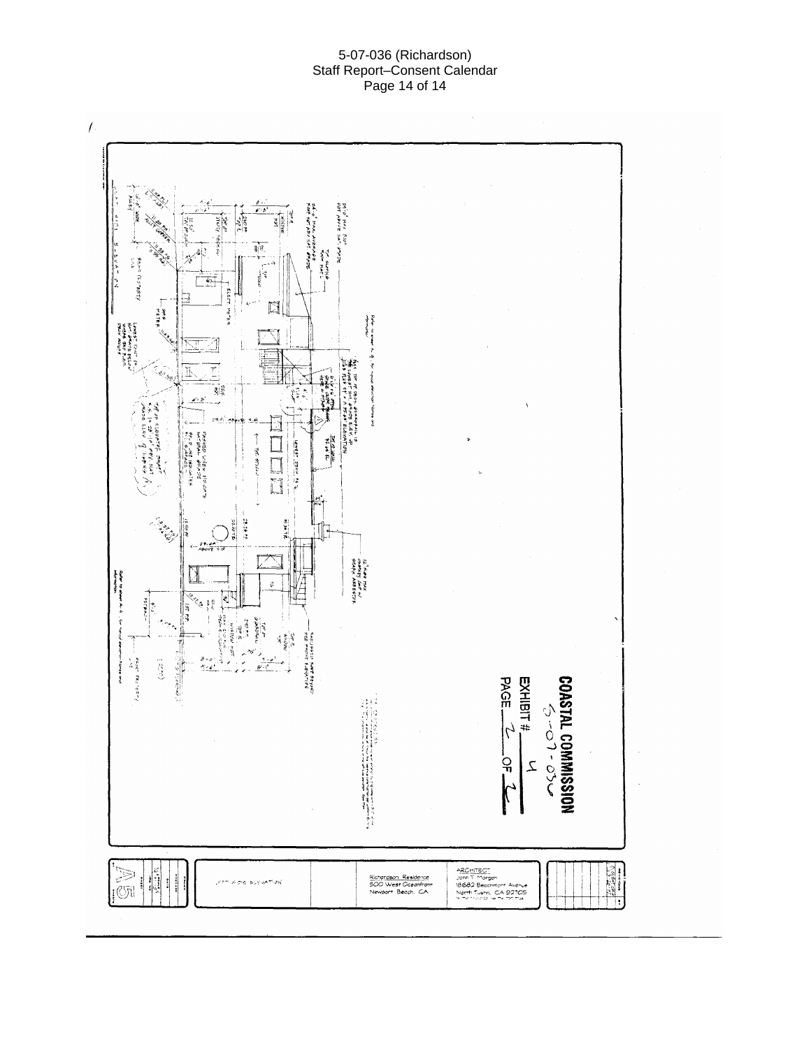COASTAL COMMISSION
5-07-036
EXHIBIT # 4
PAGE 2 OF 2

LEFT SIDE ELEVATION

Richardson Residence
500 West Oceanfront
Newport Beach, CA

ARCHITECT
John T. Morgan
18682 Beachmont Avenue
North Tustin, CA 92705

A5